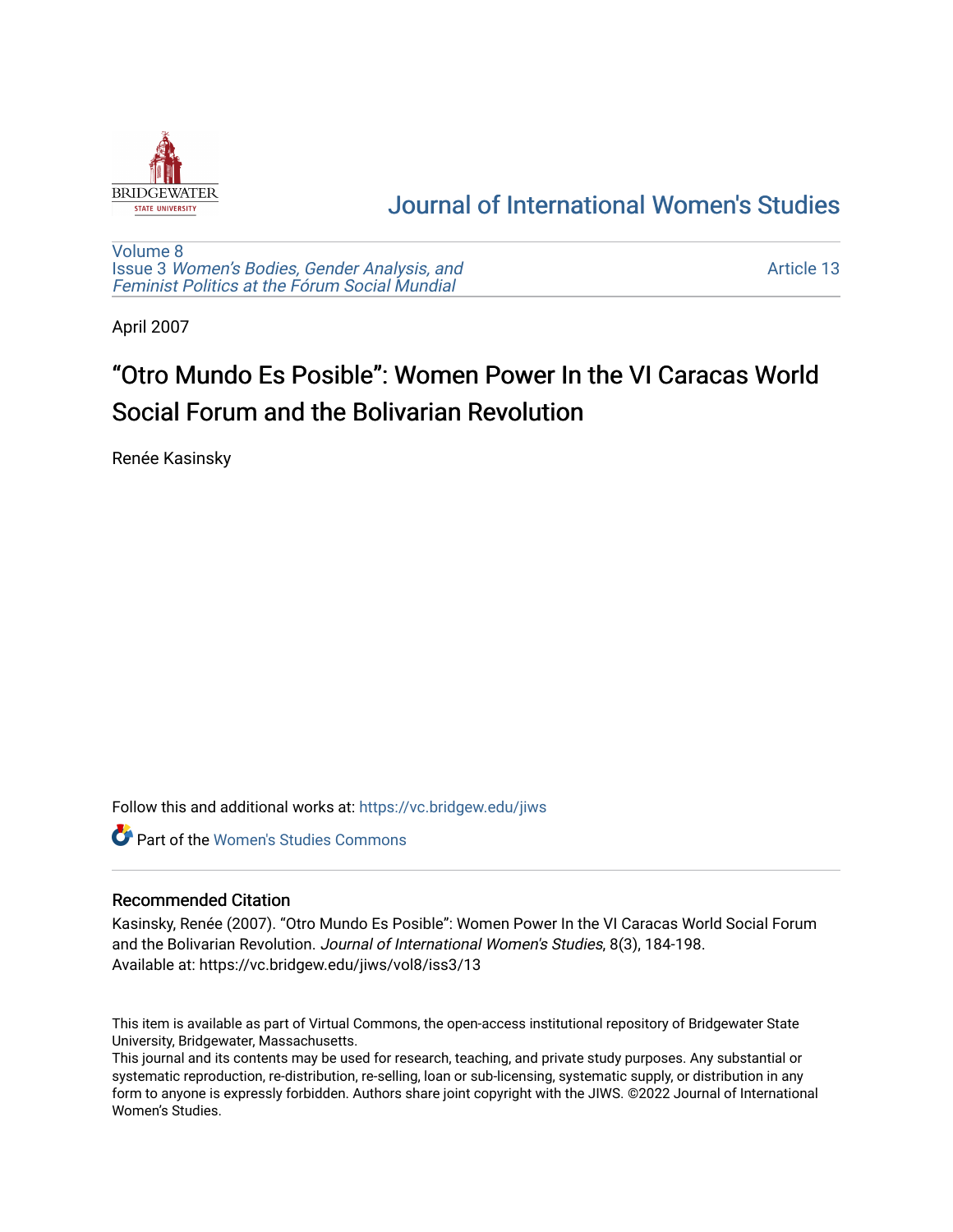# Journal of International Women's Studies

Volume 8
Issue 3 *Women's Bodies, Gender Analysis, and Feminist Politics at the Fórum Social Mundial*

Article 13

April 2007

# "Otro Mundo Es Posible": Women Power In the VI Caracas World Social Forum and the Bolivarian Revolution

Renée Kasinsky

Follow this and additional works at: https://vc.bridgew.edu/jiws

Part of the Women's Studies Commons

## Recommended Citation

Kasinsky, Renée (2007). "Otro Mundo Es Posible": Women Power In the VI Caracas World Social Forum and the Bolivarian Revolution. *Journal of International Women's Studies*, 8(3), 184-198.
Available at: https://vc.bridgew.edu/jiws/vol8/iss3/13

This item is available as part of Virtual Commons, the open-access institutional repository of Bridgewater State University, Bridgewater, Massachusetts.
This journal and its contents may be used for research, teaching, and private study purposes. Any substantial or systematic reproduction, re-distribution, re-selling, loan or sub-licensing, systematic supply, or distribution in any form to anyone is expressly forbidden. Authors share joint copyright with the JIWS. ©2022 Journal of International Women's Studies.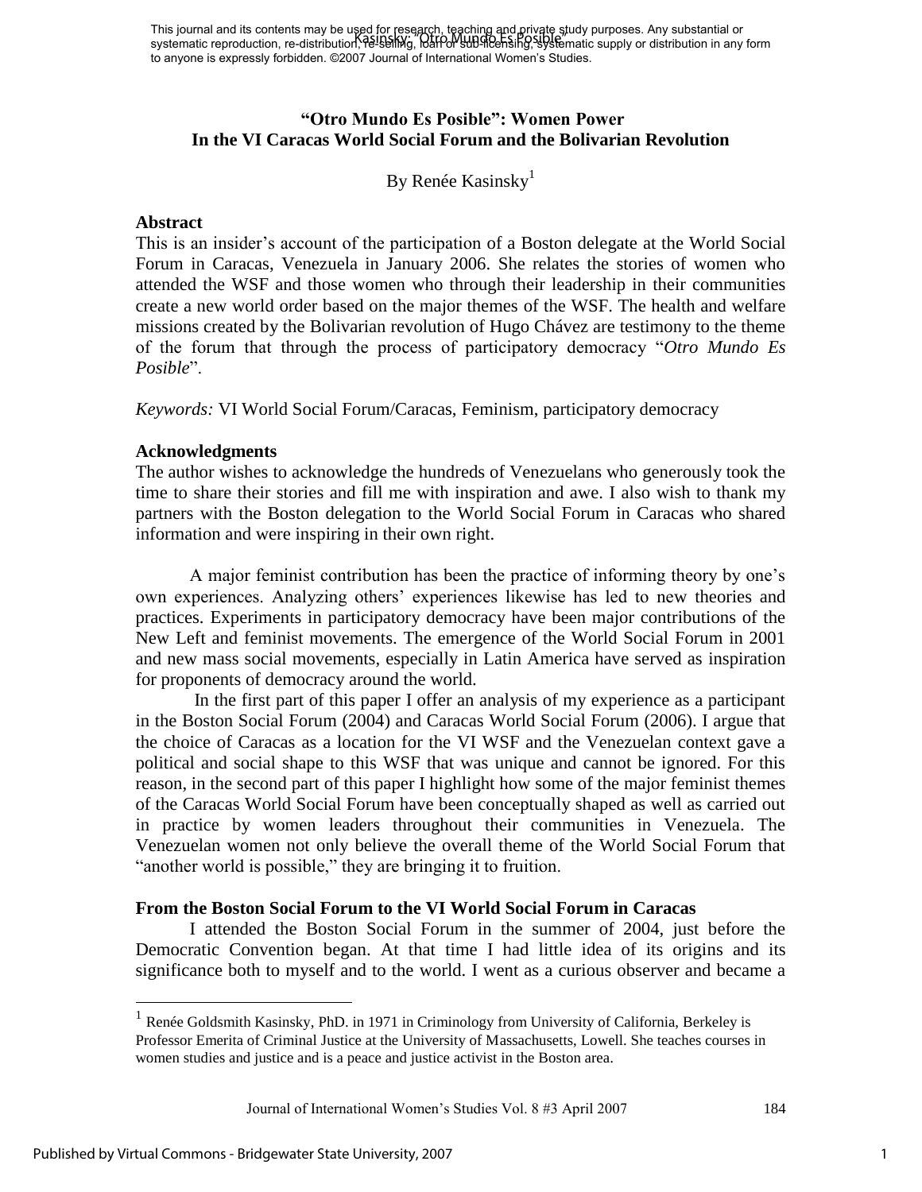# "Otro Mundo Es Posible": Women Power In the VI Caracas World Social Forum and the Bolivarian Revolution

By Renée Kasinsky[1]

## Abstract

This is an insider's account of the participation of a Boston delegate at the World Social Forum in Caracas, Venezuela in January 2006. She relates the stories of women who attended the WSF and those women who through their leadership in their communities create a new world order based on the major themes of the WSF. The health and welfare missions created by the Bolivarian revolution of Hugo Chávez are testimony to the theme of the forum that through the process of participatory democracy "*Otro Mundo Es Posible*".

*Keywords:* VI World Social Forum/Caracas, Feminism, participatory democracy

## Acknowledgments

The author wishes to acknowledge the hundreds of Venezuelans who generously took the time to share their stories and fill me with inspiration and awe. I also wish to thank my partners with the Boston delegation to the World Social Forum in Caracas who shared information and were inspiring in their own right.

A major feminist contribution has been the practice of informing theory by one's own experiences. Analyzing others' experiences likewise has led to new theories and practices. Experiments in participatory democracy have been major contributions of the New Left and feminist movements. The emergence of the World Social Forum in 2001 and new mass social movements, especially in Latin America have served as inspiration for proponents of democracy around the world.

In the first part of this paper I offer an analysis of my experience as a participant in the Boston Social Forum (2004) and Caracas World Social Forum (2006). I argue that the choice of Caracas as a location for the VI WSF and the Venezuelan context gave a political and social shape to this WSF that was unique and cannot be ignored. For this reason, in the second part of this paper I highlight how some of the major feminist themes of the Caracas World Social Forum have been conceptually shaped as well as carried out in practice by women leaders throughout their communities in Venezuela. The Venezuelan women not only believe the overall theme of the World Social Forum that "another world is possible," they are bringing it to fruition.

## From the Boston Social Forum to the VI World Social Forum in Caracas

I attended the Boston Social Forum in the summer of 2004, just before the Democratic Convention began. At that time I had little idea of its origins and its significance both to myself and to the world. I went as a curious observer and became a

---

[1] Renée Goldsmith Kasinsky, PhD. in 1971 in Criminology from University of California, Berkeley is Professor Emerita of Criminal Justice at the University of Massachusetts, Lowell. She teaches courses in women studies and justice and is a peace and justice activist in the Boston area.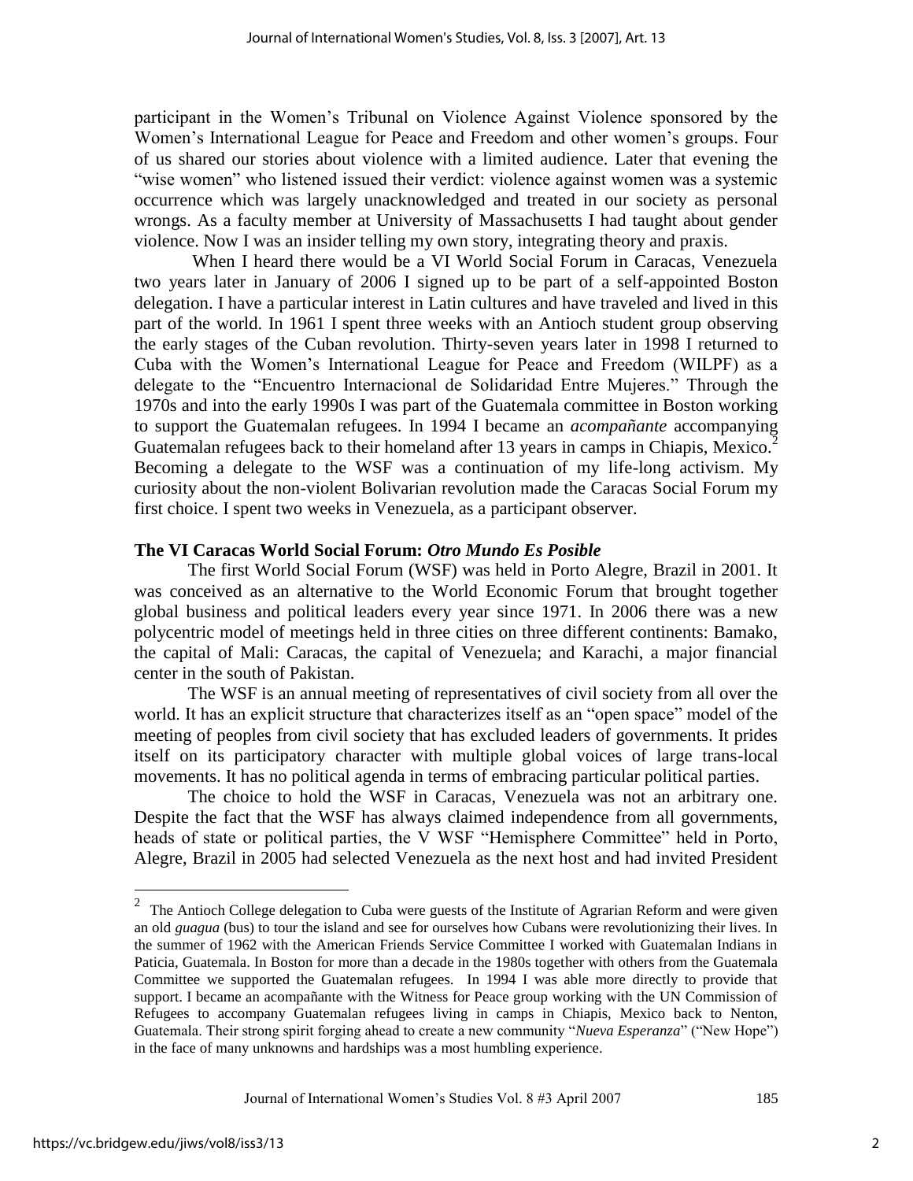participant in the Women's Tribunal on Violence Against Violence sponsored by the Women's International League for Peace and Freedom and other women's groups. Four of us shared our stories about violence with a limited audience. Later that evening the "wise women" who listened issued their verdict: violence against women was a systemic occurrence which was largely unacknowledged and treated in our society as personal wrongs. As a faculty member at University of Massachusetts I had taught about gender violence. Now I was an insider telling my own story, integrating theory and praxis.

When I heard there would be a VI World Social Forum in Caracas, Venezuela two years later in January of 2006 I signed up to be part of a self-appointed Boston delegation. I have a particular interest in Latin cultures and have traveled and lived in this part of the world. In 1961 I spent three weeks with an Antioch student group observing the early stages of the Cuban revolution. Thirty-seven years later in 1998 I returned to Cuba with the Women's International League for Peace and Freedom (WILPF) as a delegate to the "Encuentro Internacional de Solidaridad Entre Mujeres." Through the 1970s and into the early 1990s I was part of the Guatemala committee in Boston working to support the Guatemalan refugees. In 1994 I became an *acompañante* accompanying Guatemalan refugees back to their homeland after 13 years in camps in Chiapis, Mexico.[2] Becoming a delegate to the WSF was a continuation of my life-long activism. My curiosity about the non-violent Bolivarian revolution made the Caracas Social Forum my first choice. I spent two weeks in Venezuela, as a participant observer.

## The VI Caracas World Social Forum: *Otro Mundo Es Posible*

The first World Social Forum (WSF) was held in Porto Alegre, Brazil in 2001. It was conceived as an alternative to the World Economic Forum that brought together global business and political leaders every year since 1971. In 2006 there was a new polycentric model of meetings held in three cities on three different continents: Bamako, the capital of Mali: Caracas, the capital of Venezuela; and Karachi, a major financial center in the south of Pakistan.

The WSF is an annual meeting of representatives of civil society from all over the world. It has an explicit structure that characterizes itself as an "open space" model of the meeting of peoples from civil society that has excluded leaders of governments. It prides itself on its participatory character with multiple global voices of large trans-local movements. It has no political agenda in terms of embracing particular political parties.

The choice to hold the WSF in Caracas, Venezuela was not an arbitrary one. Despite the fact that the WSF has always claimed independence from all governments, heads of state or political parties, the V WSF "Hemisphere Committee" held in Porto, Alegre, Brazil in 2005 had selected Venezuela as the next host and had invited President

---

[2] The Antioch College delegation to Cuba were guests of the Institute of Agrarian Reform and were given an old *guagua* (bus) to tour the island and see for ourselves how Cubans were revolutionizing their lives. In the summer of 1962 with the American Friends Service Committee I worked with Guatemalan Indians in Paticia, Guatemala. In Boston for more than a decade in the 1980s together with others from the Guatemala Committee we supported the Guatemalan refugees. In 1994 I was able more directly to provide that support. I became an acompañante with the Witness for Peace group working with the UN Commission of Refugees to accompany Guatemalan refugees living in camps in Chiapis, Mexico back to Nenton, Guatemala. Their strong spirit forging ahead to create a new community "*Nueva Esperanza*" ("New Hope") in the face of many unknowns and hardships was a most humbling experience.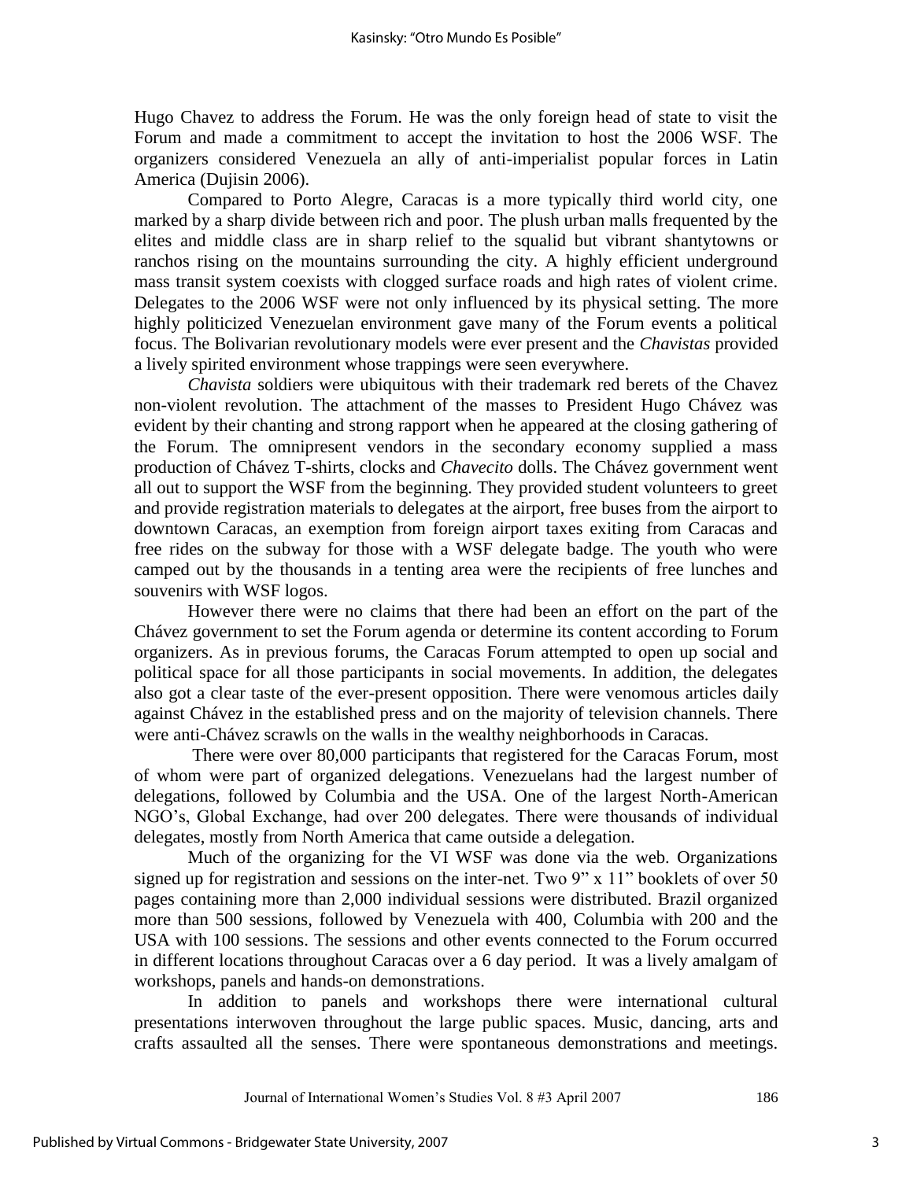Hugo Chavez to address the Forum. He was the only foreign head of state to visit the Forum and made a commitment to accept the invitation to host the 2006 WSF. The organizers considered Venezuela an ally of anti-imperialist popular forces in Latin America (Dujisin 2006).

Compared to Porto Alegre, Caracas is a more typically third world city, one marked by a sharp divide between rich and poor. The plush urban malls frequented by the elites and middle class are in sharp relief to the squalid but vibrant shantytowns or ranchos rising on the mountains surrounding the city. A highly efficient underground mass transit system coexists with clogged surface roads and high rates of violent crime. Delegates to the 2006 WSF were not only influenced by its physical setting. The more highly politicized Venezuelan environment gave many of the Forum events a political focus. The Bolivarian revolutionary models were ever present and the *Chavistas* provided a lively spirited environment whose trappings were seen everywhere.

*Chavista* soldiers were ubiquitous with their trademark red berets of the Chavez non-violent revolution. The attachment of the masses to President Hugo Chávez was evident by their chanting and strong rapport when he appeared at the closing gathering of the Forum. The omnipresent vendors in the secondary economy supplied a mass production of Chávez T-shirts, clocks and *Chavecito* dolls. The Chávez government went all out to support the WSF from the beginning. They provided student volunteers to greet and provide registration materials to delegates at the airport, free buses from the airport to downtown Caracas, an exemption from foreign airport taxes exiting from Caracas and free rides on the subway for those with a WSF delegate badge. The youth who were camped out by the thousands in a tenting area were the recipients of free lunches and souvenirs with WSF logos.

However there were no claims that there had been an effort on the part of the Chávez government to set the Forum agenda or determine its content according to Forum organizers. As in previous forums, the Caracas Forum attempted to open up social and political space for all those participants in social movements. In addition, the delegates also got a clear taste of the ever-present opposition. There were venomous articles daily against Chávez in the established press and on the majority of television channels. There were anti-Chávez scrawls on the walls in the wealthy neighborhoods in Caracas.

There were over 80,000 participants that registered for the Caracas Forum, most of whom were part of organized delegations. Venezuelans had the largest number of delegations, followed by Columbia and the USA. One of the largest North-American NGO's, Global Exchange, had over 200 delegates. There were thousands of individual delegates, mostly from North America that came outside a delegation.

Much of the organizing for the VI WSF was done via the web. Organizations signed up for registration and sessions on the inter-net. Two 9" x 11" booklets of over 50 pages containing more than 2,000 individual sessions were distributed. Brazil organized more than 500 sessions, followed by Venezuela with 400, Columbia with 200 and the USA with 100 sessions. The sessions and other events connected to the Forum occurred in different locations throughout Caracas over a 6 day period. It was a lively amalgam of workshops, panels and hands-on demonstrations.

In addition to panels and workshops there were international cultural presentations interwoven throughout the large public spaces. Music, dancing, arts and crafts assaulted all the senses. There were spontaneous demonstrations and meetings.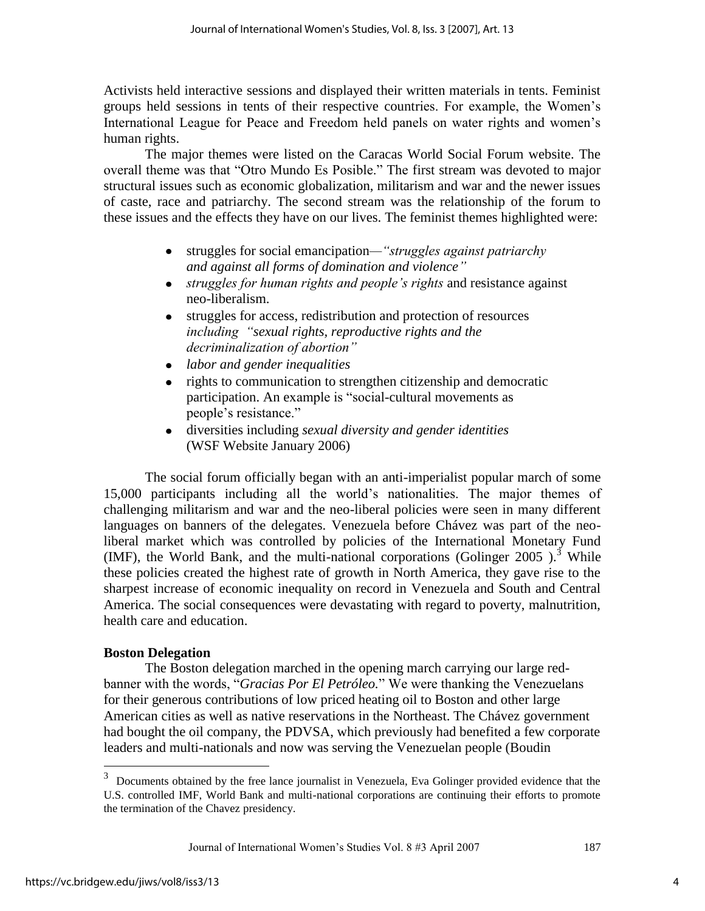Activists held interactive sessions and displayed their written materials in tents. Feminist groups held sessions in tents of their respective countries. For example, the Women's International League for Peace and Freedom held panels on water rights and women's human rights.

The major themes were listed on the Caracas World Social Forum website. The overall theme was that "Otro Mundo Es Posible." The first stream was devoted to major structural issues such as economic globalization, militarism and war and the newer issues of caste, race and patriarchy. The second stream was the relationship of the forum to these issues and the effects they have on our lives. The feminist themes highlighted were:

- struggles for social emancipation—*"struggles against patriarchy and against all forms of domination and violence"*
- *struggles for human rights and people's rights* and resistance against neo-liberalism.
- struggles for access, redistribution and protection of resources *including "sexual rights, reproductive rights and the decriminalization of abortion"*
- *labor and gender inequalities*
- rights to communication to strengthen citizenship and democratic participation. An example is "social-cultural movements as people's resistance."
- diversities including *sexual diversity and gender identities* (WSF Website January 2006)

The social forum officially began with an anti-imperialist popular march of some 15,000 participants including all the world's nationalities. The major themes of challenging militarism and war and the neo-liberal policies were seen in many different languages on banners of the delegates. Venezuela before Chávez was part of the neo-liberal market which was controlled by policies of the International Monetary Fund (IMF), the World Bank, and the multi-national corporations (Golinger 2005 ).[3] While these policies created the highest rate of growth in North America, they gave rise to the sharpest increase of economic inequality on record in Venezuela and South and Central America. The social consequences were devastating with regard to poverty, malnutrition, health care and education.

**Boston Delegation**

The Boston delegation marched in the opening march carrying our large red-banner with the words, "*Gracias Por El Petróleo.*" We were thanking the Venezuelans for their generous contributions of low priced heating oil to Boston and other large American cities as well as native reservations in the Northeast. The Chávez government had bought the oil company, the PDVSA, which previously had benefited a few corporate leaders and multi-nationals and now was serving the Venezuelan people (Boudin

[3] Documents obtained by the free lance journalist in Venezuela, Eva Golinger provided evidence that the U.S. controlled IMF, World Bank and multi-national corporations are continuing their efforts to promote the termination of the Chavez presidency.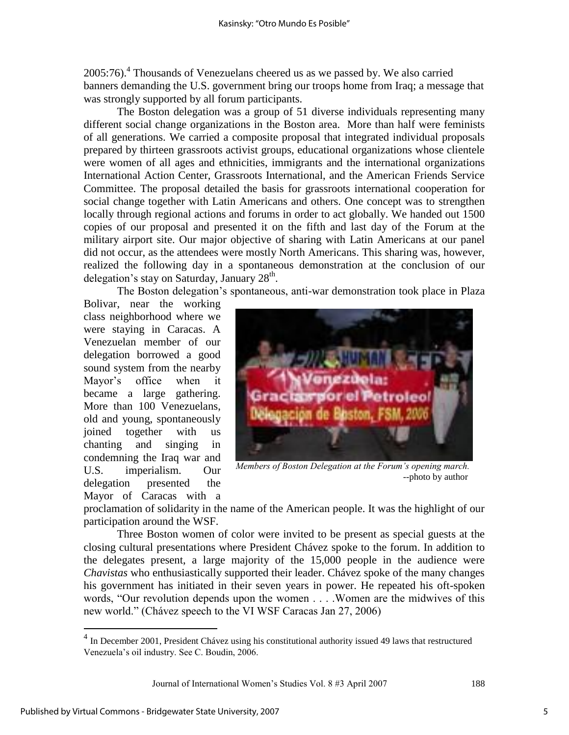2005:76).[4] Thousands of Venezuelans cheered us as we passed by. We also carried banners demanding the U.S. government bring our troops home from Iraq; a message that was strongly supported by all forum participants.

The Boston delegation was a group of 51 diverse individuals representing many different social change organizations in the Boston area. More than half were feminists of all generations. We carried a composite proposal that integrated individual proposals prepared by thirteen grassroots activist groups, educational organizations whose clientele were women of all ages and ethnicities, immigrants and the international organizations International Action Center, Grassroots International, and the American Friends Service Committee. The proposal detailed the basis for grassroots international cooperation for social change together with Latin Americans and others. One concept was to strengthen locally through regional actions and forums in order to act globally. We handed out 1500 copies of our proposal and presented it on the fifth and last day of the Forum at the military airport site. Our major objective of sharing with Latin Americans at our panel did not occur, as the attendees were mostly North Americans. This sharing was, however, realized the following day in a spontaneous demonstration at the conclusion of our delegation's stay on Saturday, January 28th.

The Boston delegation's spontaneous, anti-war demonstration took place in Plaza Bolivar, near the working class neighborhood where we were staying in Caracas. A Venezuelan member of our delegation borrowed a good sound system from the nearby Mayor's office when it became a large gathering. More than 100 Venezuelans, old and young, spontaneously joined together with us chanting and singing in condemning the Iraq war and U.S. imperialism. Our delegation presented the Mayor of Caracas with a proclamation of solidarity in the name of the American people. It was the highlight of our participation around the WSF.

*Members of Boston Delegation at the Forum's opening march.*
--photo by author

Three Boston women of color were invited to be present as special guests at the closing cultural presentations where President Chávez spoke to the forum. In addition to the delegates present, a large majority of the 15,000 people in the audience were *Chavistas* who enthusiastically supported their leader. Chávez spoke of the many changes his government has initiated in their seven years in power. He repeated his oft-spoken words, "Our revolution depends upon the women . . . .Women are the midwives of this new world." (Chávez speech to the VI WSF Caracas Jan 27, 2006)

---

[4] In December 2001, President Chávez using his constitutional authority issued 49 laws that restructured Venezuela's oil industry. See C. Boudin, 2006.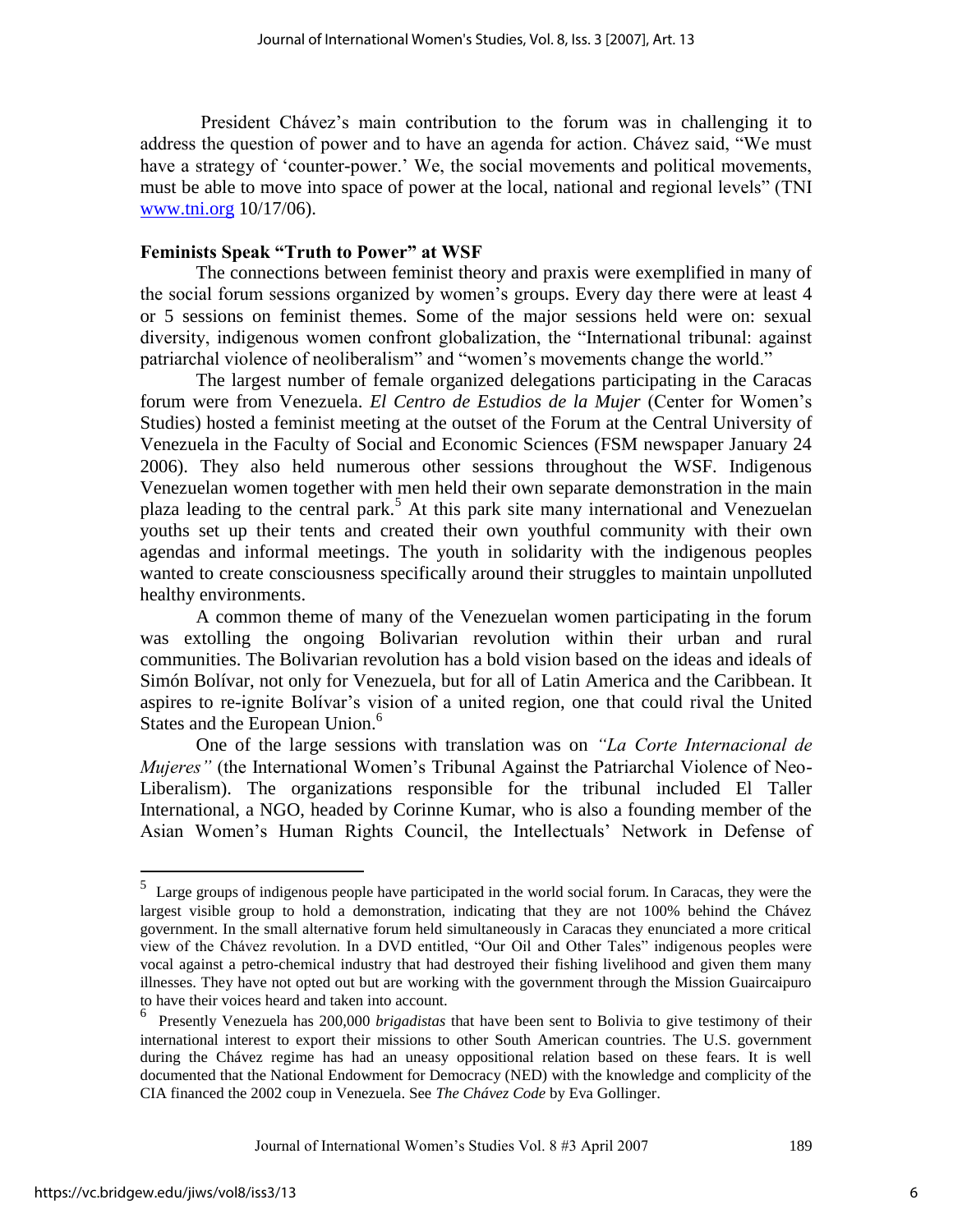President Chávez's main contribution to the forum was in challenging it to address the question of power and to have an agenda for action. Chávez said, "We must have a strategy of 'counter-power.' We, the social movements and political movements, must be able to move into space of power at the local, national and regional levels" (TNI www.tni.org 10/17/06).

**Feminists Speak "Truth to Power" at WSF**

The connections between feminist theory and praxis were exemplified in many of the social forum sessions organized by women's groups. Every day there were at least 4 or 5 sessions on feminist themes. Some of the major sessions held were on: sexual diversity, indigenous women confront globalization, the "International tribunal: against patriarchal violence of neoliberalism" and "women's movements change the world."

The largest number of female organized delegations participating in the Caracas forum were from Venezuela. *El Centro de Estudios de la Mujer* (Center for Women's Studies) hosted a feminist meeting at the outset of the Forum at the Central University of Venezuela in the Faculty of Social and Economic Sciences (FSM newspaper January 24 2006). They also held numerous other sessions throughout the WSF. Indigenous Venezuelan women together with men held their own separate demonstration in the main plaza leading to the central park.[5] At this park site many international and Venezuelan youths set up their tents and created their own youthful community with their own agendas and informal meetings. The youth in solidarity with the indigenous peoples wanted to create consciousness specifically around their struggles to maintain unpolluted healthy environments.

A common theme of many of the Venezuelan women participating in the forum was extolling the ongoing Bolivarian revolution within their urban and rural communities. The Bolivarian revolution has a bold vision based on the ideas and ideals of Simón Bolívar, not only for Venezuela, but for all of Latin America and the Caribbean. It aspires to re-ignite Bolívar's vision of a united region, one that could rival the United States and the European Union.[6]

One of the large sessions with translation was on *"La Corte Internacional de Mujeres"* (the International Women's Tribunal Against the Patriarchal Violence of Neo-Liberalism). The organizations responsible for the tribunal included El Taller International, a NGO, headed by Corinne Kumar, who is also a founding member of the Asian Women's Human Rights Council, the Intellectuals' Network in Defense of

---

[5] Large groups of indigenous people have participated in the world social forum. In Caracas, they were the largest visible group to hold a demonstration, indicating that they are not 100% behind the Chávez government. In the small alternative forum held simultaneously in Caracas they enunciated a more critical view of the Chávez revolution. In a DVD entitled, "Our Oil and Other Tales" indigenous peoples were vocal against a petro-chemical industry that had destroyed their fishing livelihood and given them many illnesses. They have not opted out but are working with the government through the Mission Guaircaipuro to have their voices heard and taken into account.

[6] Presently Venezuela has 200,000 *brigadistas* that have been sent to Bolivia to give testimony of their international interest to export their missions to other South American countries. The U.S. government during the Chávez regime has had an uneasy oppositional relation based on these fears. It is well documented that the National Endowment for Democracy (NED) with the knowledge and complicity of the CIA financed the 2002 coup in Venezuela. See *The Chávez Code* by Eva Gollinger.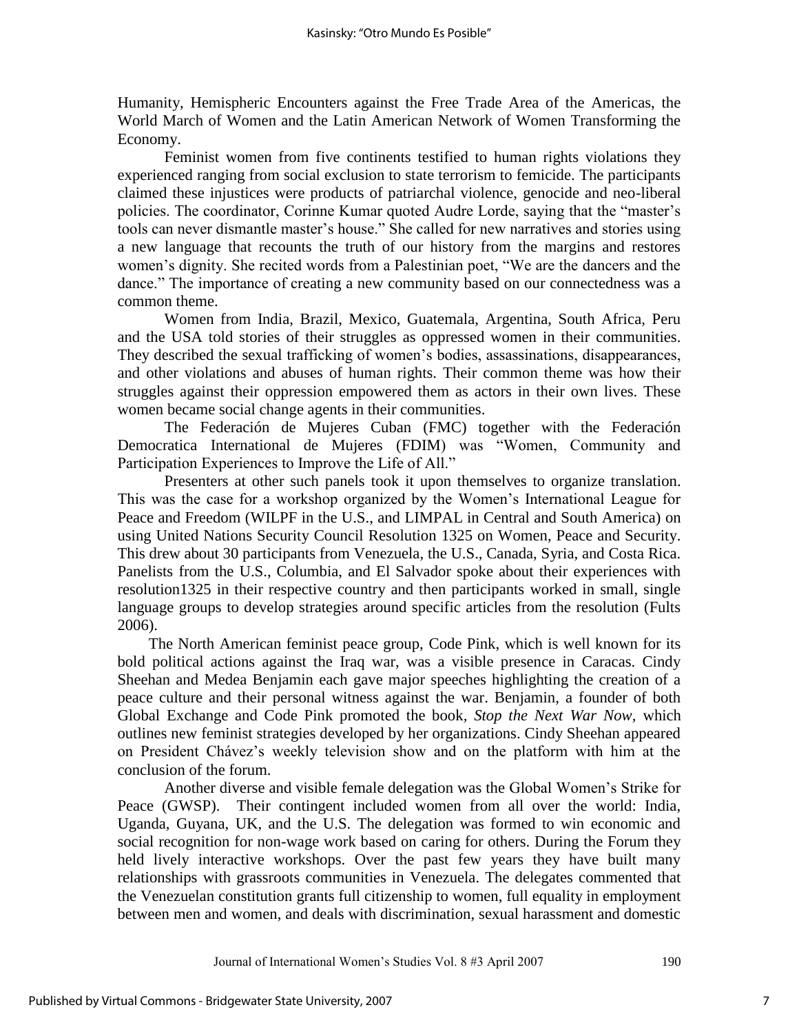Humanity, Hemispheric Encounters against the Free Trade Area of the Americas, the World March of Women and the Latin American Network of Women Transforming the Economy.

Feminist women from five continents testified to human rights violations they experienced ranging from social exclusion to state terrorism to femicide. The participants claimed these injustices were products of patriarchal violence, genocide and neo-liberal policies. The coordinator, Corinne Kumar quoted Audre Lorde, saying that the "master's tools can never dismantle master's house." She called for new narratives and stories using a new language that recounts the truth of our history from the margins and restores women's dignity. She recited words from a Palestinian poet, "We are the dancers and the dance." The importance of creating a new community based on our connectedness was a common theme.

Women from India, Brazil, Mexico, Guatemala, Argentina, South Africa, Peru and the USA told stories of their struggles as oppressed women in their communities. They described the sexual trafficking of women's bodies, assassinations, disappearances, and other violations and abuses of human rights. Their common theme was how their struggles against their oppression empowered them as actors in their own lives. These women became social change agents in their communities.

The Federación de Mujeres Cuban (FMC) together with the Federación Democratica International de Mujeres (FDIM) was "Women, Community and Participation Experiences to Improve the Life of All."

Presenters at other such panels took it upon themselves to organize translation. This was the case for a workshop organized by the Women's International League for Peace and Freedom (WILPF in the U.S., and LIMPAL in Central and South America) on using United Nations Security Council Resolution 1325 on Women, Peace and Security. This drew about 30 participants from Venezuela, the U.S., Canada, Syria, and Costa Rica. Panelists from the U.S., Columbia, and El Salvador spoke about their experiences with resolution1325 in their respective country and then participants worked in small, single language groups to develop strategies around specific articles from the resolution (Fults 2006).

The North American feminist peace group, Code Pink, which is well known for its bold political actions against the Iraq war, was a visible presence in Caracas. Cindy Sheehan and Medea Benjamin each gave major speeches highlighting the creation of a peace culture and their personal witness against the war. Benjamin, a founder of both Global Exchange and Code Pink promoted the book, *Stop the Next War Now*, which outlines new feminist strategies developed by her organizations. Cindy Sheehan appeared on President Chávez's weekly television show and on the platform with him at the conclusion of the forum.

Another diverse and visible female delegation was the Global Women's Strike for Peace (GWSP). Their contingent included women from all over the world: India, Uganda, Guyana, UK, and the U.S. The delegation was formed to win economic and social recognition for non-wage work based on caring for others. During the Forum they held lively interactive workshops. Over the past few years they have built many relationships with grassroots communities in Venezuela. The delegates commented that the Venezuelan constitution grants full citizenship to women, full equality in employment between men and women, and deals with discrimination, sexual harassment and domestic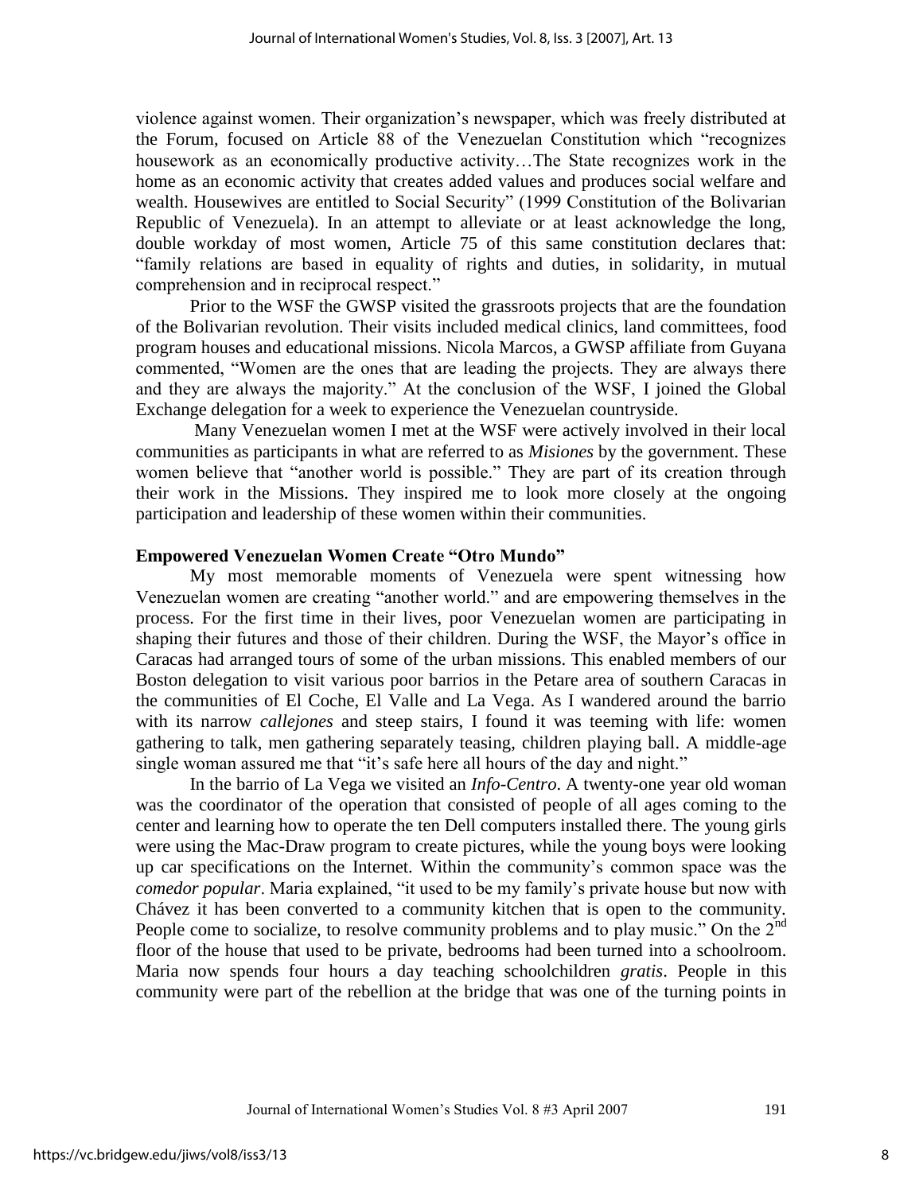violence against women. Their organization's newspaper, which was freely distributed at the Forum, focused on Article 88 of the Venezuelan Constitution which "recognizes housework as an economically productive activity…The State recognizes work in the home as an economic activity that creates added values and produces social welfare and wealth. Housewives are entitled to Social Security" (1999 Constitution of the Bolivarian Republic of Venezuela). In an attempt to alleviate or at least acknowledge the long, double workday of most women, Article 75 of this same constitution declares that: "family relations are based in equality of rights and duties, in solidarity, in mutual comprehension and in reciprocal respect."

Prior to the WSF the GWSP visited the grassroots projects that are the foundation of the Bolivarian revolution. Their visits included medical clinics, land committees, food program houses and educational missions. Nicola Marcos, a GWSP affiliate from Guyana commented, "Women are the ones that are leading the projects. They are always there and they are always the majority." At the conclusion of the WSF, I joined the Global Exchange delegation for a week to experience the Venezuelan countryside.

Many Venezuelan women I met at the WSF were actively involved in their local communities as participants in what are referred to as *Misiones* by the government. These women believe that "another world is possible." They are part of its creation through their work in the Missions. They inspired me to look more closely at the ongoing participation and leadership of these women within their communities.

**Empowered Venezuelan Women Create "Otro Mundo"**

My most memorable moments of Venezuela were spent witnessing how Venezuelan women are creating "another world." and are empowering themselves in the process. For the first time in their lives, poor Venezuelan women are participating in shaping their futures and those of their children. During the WSF, the Mayor's office in Caracas had arranged tours of some of the urban missions. This enabled members of our Boston delegation to visit various poor barrios in the Petare area of southern Caracas in the communities of El Coche, El Valle and La Vega. As I wandered around the barrio with its narrow *callejones* and steep stairs, I found it was teeming with life: women gathering to talk, men gathering separately teasing, children playing ball. A middle-age single woman assured me that "it's safe here all hours of the day and night."

In the barrio of La Vega we visited an *Info-Centro*. A twenty-one year old woman was the coordinator of the operation that consisted of people of all ages coming to the center and learning how to operate the ten Dell computers installed there. The young girls were using the Mac-Draw program to create pictures, while the young boys were looking up car specifications on the Internet. Within the community's common space was the *comedor popular*. Maria explained, "it used to be my family's private house but now with Chávez it has been converted to a community kitchen that is open to the community. People come to socialize, to resolve community problems and to play music." On the 2nd floor of the house that used to be private, bedrooms had been turned into a schoolroom. Maria now spends four hours a day teaching schoolchildren *gratis*. People in this community were part of the rebellion at the bridge that was one of the turning points in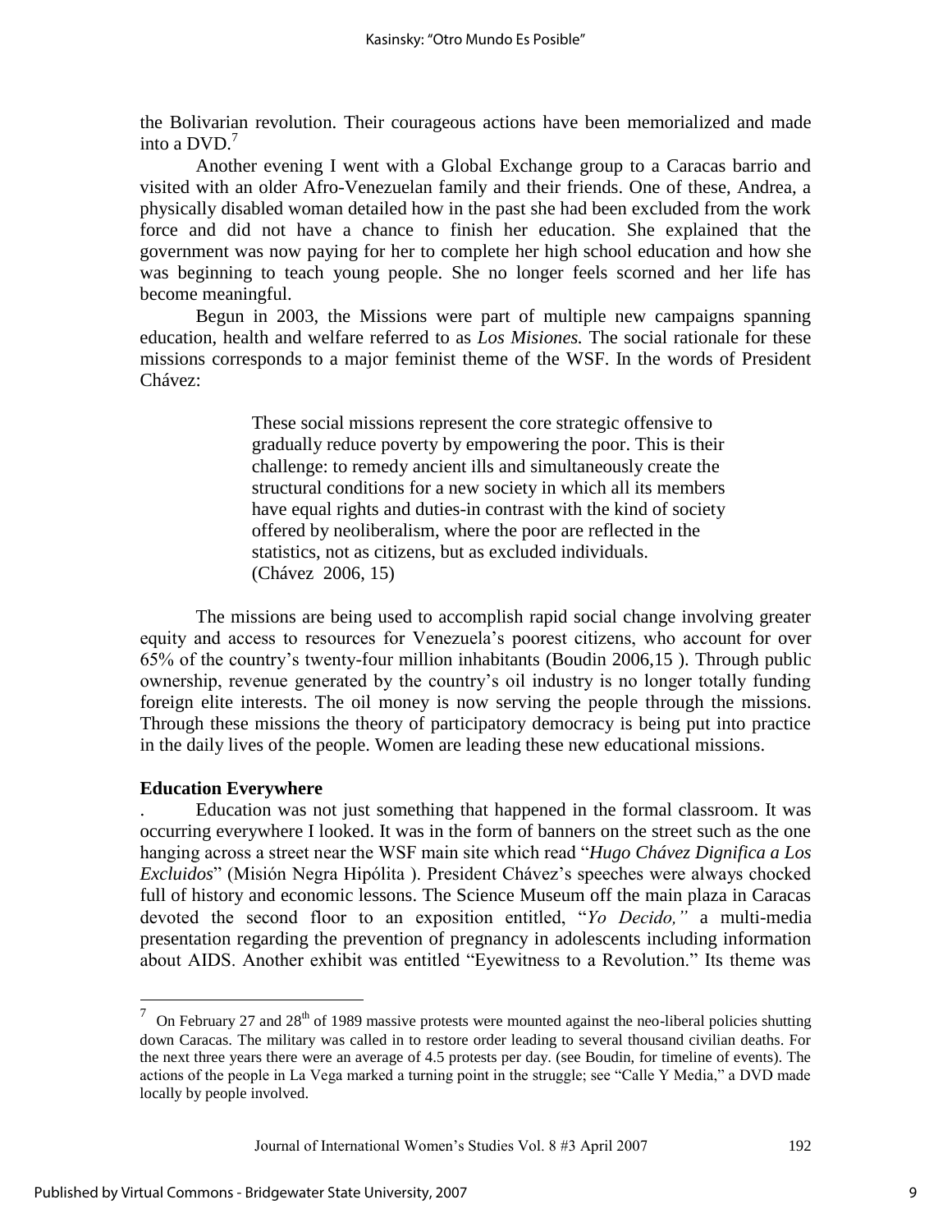the Bolivarian revolution. Their courageous actions have been memorialized and made into a DVD.[7]

Another evening I went with a Global Exchange group to a Caracas barrio and visited with an older Afro-Venezuelan family and their friends. One of these, Andrea, a physically disabled woman detailed how in the past she had been excluded from the work force and did not have a chance to finish her education. She explained that the government was now paying for her to complete her high school education and how she was beginning to teach young people. She no longer feels scorned and her life has become meaningful.

Begun in 2003, the Missions were part of multiple new campaigns spanning education, health and welfare referred to as *Los Misiones.* The social rationale for these missions corresponds to a major feminist theme of the WSF. In the words of President Chávez:

> These social missions represent the core strategic offensive to gradually reduce poverty by empowering the poor. This is their challenge: to remedy ancient ills and simultaneously create the structural conditions for a new society in which all its members have equal rights and duties-in contrast with the kind of society offered by neoliberalism, where the poor are reflected in the statistics, not as citizens, but as excluded individuals.
> (Chávez 2006, 15)

The missions are being used to accomplish rapid social change involving greater equity and access to resources for Venezuela's poorest citizens, who account for over 65% of the country's twenty-four million inhabitants (Boudin 2006,15 ). Through public ownership, revenue generated by the country's oil industry is no longer totally funding foreign elite interests. The oil money is now serving the people through the missions. Through these missions the theory of participatory democracy is being put into practice in the daily lives of the people. Women are leading these new educational missions.

**Education Everywhere**

. Education was not just something that happened in the formal classroom. It was occurring everywhere I looked. It was in the form of banners on the street such as the one hanging across a street near the WSF main site which read "*Hugo Chávez Dignifica a Los Excluidos*" (Misión Negra Hipólita ). President Chávez's speeches were always chocked full of history and economic lessons. The Science Museum off the main plaza in Caracas devoted the second floor to an exposition entitled, "*Yo Decido,"* a multi-media presentation regarding the prevention of pregnancy in adolescents including information about AIDS. Another exhibit was entitled "Eyewitness to a Revolution." Its theme was

---

[7] On February 27 and 28th of 1989 massive protests were mounted against the neo-liberal policies shutting down Caracas. The military was called in to restore order leading to several thousand civilian deaths. For the next three years there were an average of 4.5 protests per day. (see Boudin, for timeline of events). The actions of the people in La Vega marked a turning point in the struggle; see "Calle Y Media," a DVD made locally by people involved.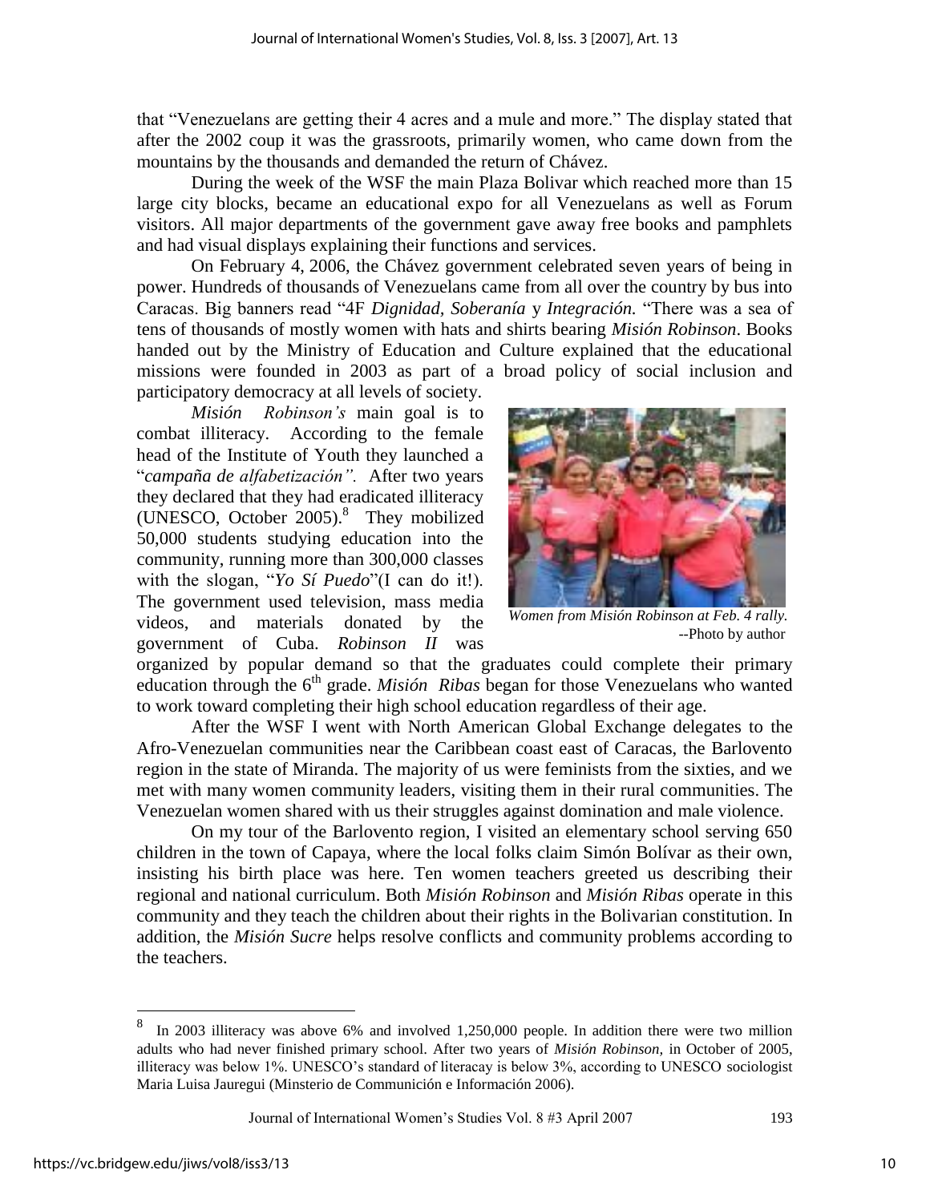that "Venezuelans are getting their 4 acres and a mule and more." The display stated that after the 2002 coup it was the grassroots, primarily women, who came down from the mountains by the thousands and demanded the return of Chávez.

During the week of the WSF the main Plaza Bolivar which reached more than 15 large city blocks, became an educational expo for all Venezuelans as well as Forum visitors. All major departments of the government gave away free books and pamphlets and had visual displays explaining their functions and services.

On February 4, 2006, the Chávez government celebrated seven years of being in power. Hundreds of thousands of Venezuelans came from all over the country by bus into Caracas. Big banners read "4F *Dignidad, Soberanía* y *Integración.* "There was a sea of tens of thousands of mostly women with hats and shirts bearing *Misión Robinson*. Books handed out by the Ministry of Education and Culture explained that the educational missions were founded in 2003 as part of a broad policy of social inclusion and participatory democracy at all levels of society.

*Misión Robinson's* main goal is to combat illiteracy. According to the female head of the Institute of Youth they launched a "*campaña de alfabetización".* After two years they declared that they had eradicated illiteracy (UNESCO, October 2005).[8] They mobilized 50,000 students studying education into the community, running more than 300,000 classes with the slogan, "*Yo Sí Puedo*"(I can do it!). The government used television, mass media videos, and materials donated by the government of Cuba. *Robinson II* was organized by popular demand so that the graduates could complete their primary education through the 6th grade. *Misión Ribas* began for those Venezuelans who wanted to work toward completing their high school education regardless of their age.

*Women from Misión Robinson at Feb. 4 rally.* --Photo by author

After the WSF I went with North American Global Exchange delegates to the Afro-Venezuelan communities near the Caribbean coast east of Caracas, the Barlovento region in the state of Miranda. The majority of us were feminists from the sixties, and we met with many women community leaders, visiting them in their rural communities. The Venezuelan women shared with us their struggles against domination and male violence.

On my tour of the Barlovento region, I visited an elementary school serving 650 children in the town of Capaya, where the local folks claim Simón Bolívar as their own, insisting his birth place was here. Ten women teachers greeted us describing their regional and national curriculum. Both *Misión Robinson* and *Misión Ribas* operate in this community and they teach the children about their rights in the Bolivarian constitution. In addition, the *Misión Sucre* helps resolve conflicts and community problems according to the teachers.

---

[8] In 2003 illiteracy was above 6% and involved 1,250,000 people. In addition there were two million adults who had never finished primary school. After two years of *Misión Robinson*, in October of 2005, illiteracy was below 1%. UNESCO's standard of literacay is below 3%, according to UNESCO sociologist Maria Luisa Jauregui (Minsterio de Communición e Información 2006).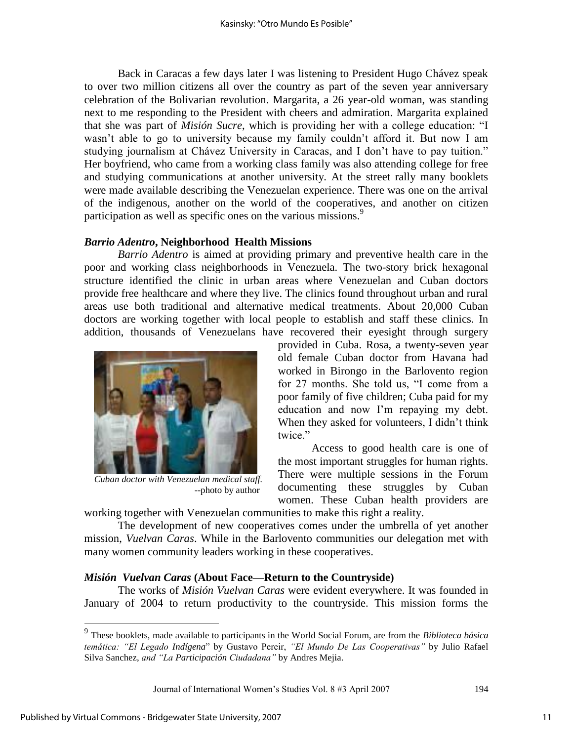Back in Caracas a few days later I was listening to President Hugo Chávez speak to over two million citizens all over the country as part of the seven year anniversary celebration of the Bolivarian revolution. Margarita, a 26 year-old woman, was standing next to me responding to the President with cheers and admiration. Margarita explained that she was part of *Misión Sucre*, which is providing her with a college education: "I wasn't able to go to university because my family couldn't afford it. But now I am studying journalism at Chávez University in Caracas, and I don't have to pay tuition." Her boyfriend, who came from a working class family was also attending college for free and studying communications at another university. At the street rally many booklets were made available describing the Venezuelan experience. There was one on the arrival of the indigenous, another on the world of the cooperatives, and another on citizen participation as well as specific ones on the various missions.[9]

### *Barrio Adentro*, Neighborhood Health Missions

*Barrio Adentro* is aimed at providing primary and preventive health care in the poor and working class neighborhoods in Venezuela. The two-story brick hexagonal structure identified the clinic in urban areas where Venezuelan and Cuban doctors provide free healthcare and where they live. The clinics found throughout urban and rural areas use both traditional and alternative medical treatments. About 20,000 Cuban doctors are working together with local people to establish and staff these clinics. In addition, thousands of Venezuelans have recovered their eyesight through surgery provided in Cuba. Rosa, a twenty-seven year old female Cuban doctor from Havana had worked in Birongo in the Barlovento region for 27 months. She told us, "I come from a poor family of five children; Cuba paid for my education and now I'm repaying my debt. When they asked for volunteers, I didn't think twice."

*Cuban doctor with Venezuelan medical staff.* --photo by author

Access to good health care is one of the most important struggles for human rights. There were multiple sessions in the Forum documenting these struggles by Cuban women. These Cuban health providers are working together with Venezuelan communities to make this right a reality.

The development of new cooperatives comes under the umbrella of yet another mission, *Vuelvan Caras*. While in the Barlovento communities our delegation met with many women community leaders working in these cooperatives.

### *Misión Vuelvan Caras* (About Face—Return to the Countryside)

The works of *Misión Vuelvan Caras* were evident everywhere. It was founded in January of 2004 to return productivity to the countryside. This mission forms the

---

[9] These booklets, made available to participants in the World Social Forum, are from the *Biblioteca básica temática: "El Legado Indígena*" by Gustavo Pereir, *"El Mundo De Las Cooperativas"* by Julio Rafael Silva Sanchez, *and "La Participación Ciudadana"* by Andres Mejia.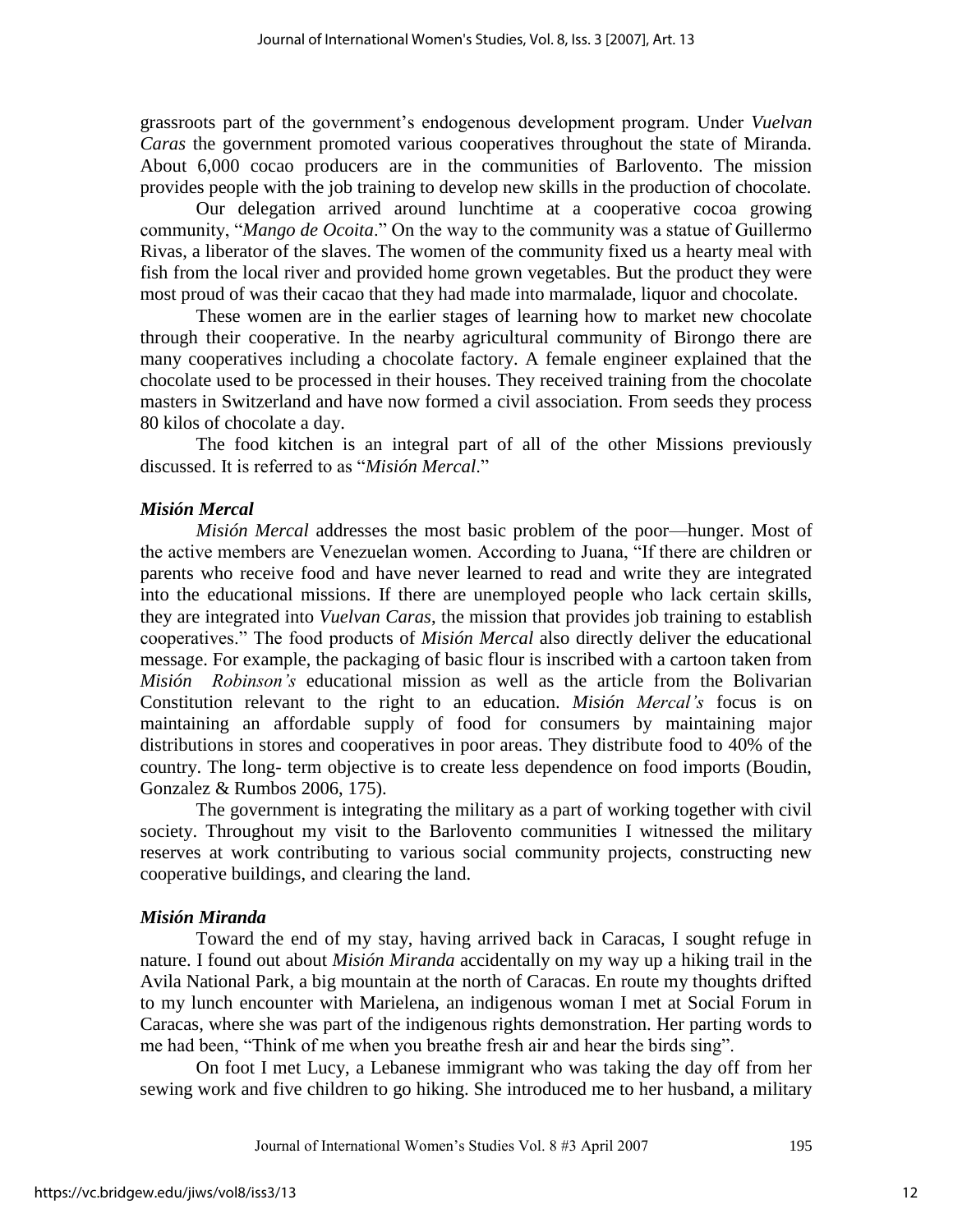grassroots part of the government's endogenous development program. Under *Vuelvan Caras* the government promoted various cooperatives throughout the state of Miranda. About 6,000 cocao producers are in the communities of Barlovento. The mission provides people with the job training to develop new skills in the production of chocolate.

Our delegation arrived around lunchtime at a cooperative cocoa growing community, "*Mango de Ocoita*." On the way to the community was a statue of Guillermo Rivas, a liberator of the slaves. The women of the community fixed us a hearty meal with fish from the local river and provided home grown vegetables. But the product they were most proud of was their cacao that they had made into marmalade, liquor and chocolate.

These women are in the earlier stages of learning how to market new chocolate through their cooperative. In the nearby agricultural community of Birongo there are many cooperatives including a chocolate factory. A female engineer explained that the chocolate used to be processed in their houses. They received training from the chocolate masters in Switzerland and have now formed a civil association. From seeds they process 80 kilos of chocolate a day.

The food kitchen is an integral part of all of the other Missions previously discussed. It is referred to as "*Misión Mercal*."

### *Misión Mercal*

*Misión Mercal* addresses the most basic problem of the poor—hunger. Most of the active members are Venezuelan women. According to Juana, "If there are children or parents who receive food and have never learned to read and write they are integrated into the educational missions. If there are unemployed people who lack certain skills, they are integrated into *Vuelvan Caras*, the mission that provides job training to establish cooperatives." The food products of *Misión Mercal* also directly deliver the educational message. For example, the packaging of basic flour is inscribed with a cartoon taken from *Misión Robinson's* educational mission as well as the article from the Bolivarian Constitution relevant to the right to an education. *Misión Mercal's* focus is on maintaining an affordable supply of food for consumers by maintaining major distributions in stores and cooperatives in poor areas. They distribute food to 40% of the country. The long- term objective is to create less dependence on food imports (Boudin, Gonzalez & Rumbos 2006, 175).

The government is integrating the military as a part of working together with civil society. Throughout my visit to the Barlovento communities I witnessed the military reserves at work contributing to various social community projects, constructing new cooperative buildings, and clearing the land.

### *Misión Miranda*

Toward the end of my stay, having arrived back in Caracas, I sought refuge in nature. I found out about *Misión Miranda* accidentally on my way up a hiking trail in the Avila National Park, a big mountain at the north of Caracas. En route my thoughts drifted to my lunch encounter with Marielena, an indigenous woman I met at Social Forum in Caracas, where she was part of the indigenous rights demonstration. Her parting words to me had been, "Think of me when you breathe fresh air and hear the birds sing".

On foot I met Lucy, a Lebanese immigrant who was taking the day off from her sewing work and five children to go hiking. She introduced me to her husband, a military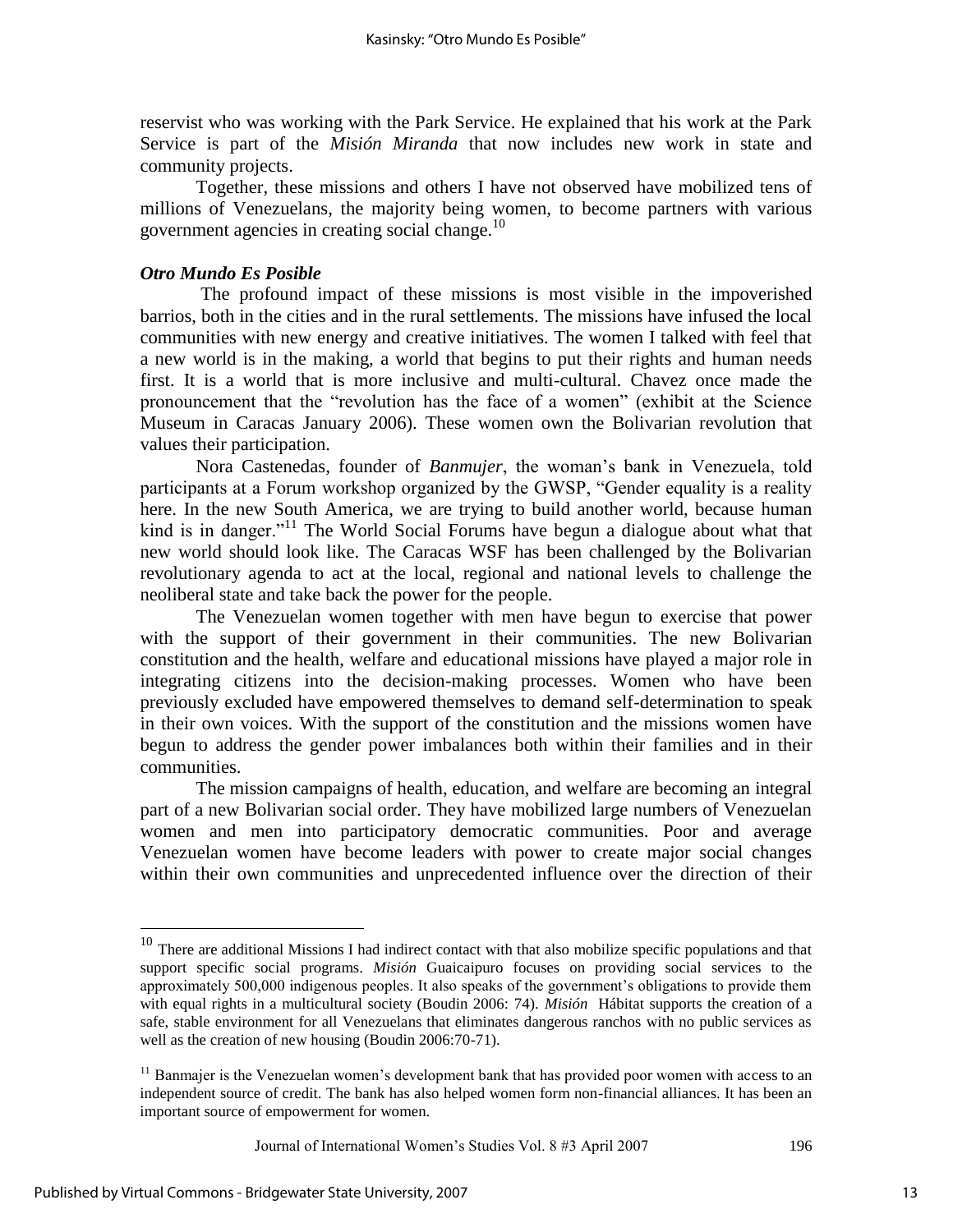reservist who was working with the Park Service. He explained that his work at the Park Service is part of the *Misión Miranda* that now includes new work in state and community projects.

Together, these missions and others I have not observed have mobilized tens of millions of Venezuelans, the majority being women, to become partners with various government agencies in creating social change.[10]

### *Otro Mundo Es Posible*

The profound impact of these missions is most visible in the impoverished barrios, both in the cities and in the rural settlements. The missions have infused the local communities with new energy and creative initiatives. The women I talked with feel that a new world is in the making, a world that begins to put their rights and human needs first. It is a world that is more inclusive and multi-cultural. Chavez once made the pronouncement that the "revolution has the face of a women" (exhibit at the Science Museum in Caracas January 2006). These women own the Bolivarian revolution that values their participation.

Nora Castenedas, founder of *Banmujer*, the woman's bank in Venezuela, told participants at a Forum workshop organized by the GWSP, "Gender equality is a reality here. In the new South America, we are trying to build another world, because human kind is in danger."[11] The World Social Forums have begun a dialogue about what that new world should look like. The Caracas WSF has been challenged by the Bolivarian revolutionary agenda to act at the local, regional and national levels to challenge the neoliberal state and take back the power for the people.

The Venezuelan women together with men have begun to exercise that power with the support of their government in their communities. The new Bolivarian constitution and the health, welfare and educational missions have played a major role in integrating citizens into the decision-making processes. Women who have been previously excluded have empowered themselves to demand self-determination to speak in their own voices. With the support of the constitution and the missions women have begun to address the gender power imbalances both within their families and in their communities.

The mission campaigns of health, education, and welfare are becoming an integral part of a new Bolivarian social order. They have mobilized large numbers of Venezuelan women and men into participatory democratic communities. Poor and average Venezuelan women have become leaders with power to create major social changes within their own communities and unprecedented influence over the direction of their

---

[10] There are additional Missions I had indirect contact with that also mobilize specific populations and that support specific social programs. *Misión* Guaicaipuro focuses on providing social services to the approximately 500,000 indigenous peoples. It also speaks of the government's obligations to provide them with equal rights in a multicultural society (Boudin 2006: 74). *Misión* Hábitat supports the creation of a safe, stable environment for all Venezuelans that eliminates dangerous ranchos with no public services as well as the creation of new housing (Boudin 2006:70-71).

[11] Banmajer is the Venezuelan women's development bank that has provided poor women with access to an independent source of credit. The bank has also helped women form non-financial alliances. It has been an important source of empowerment for women.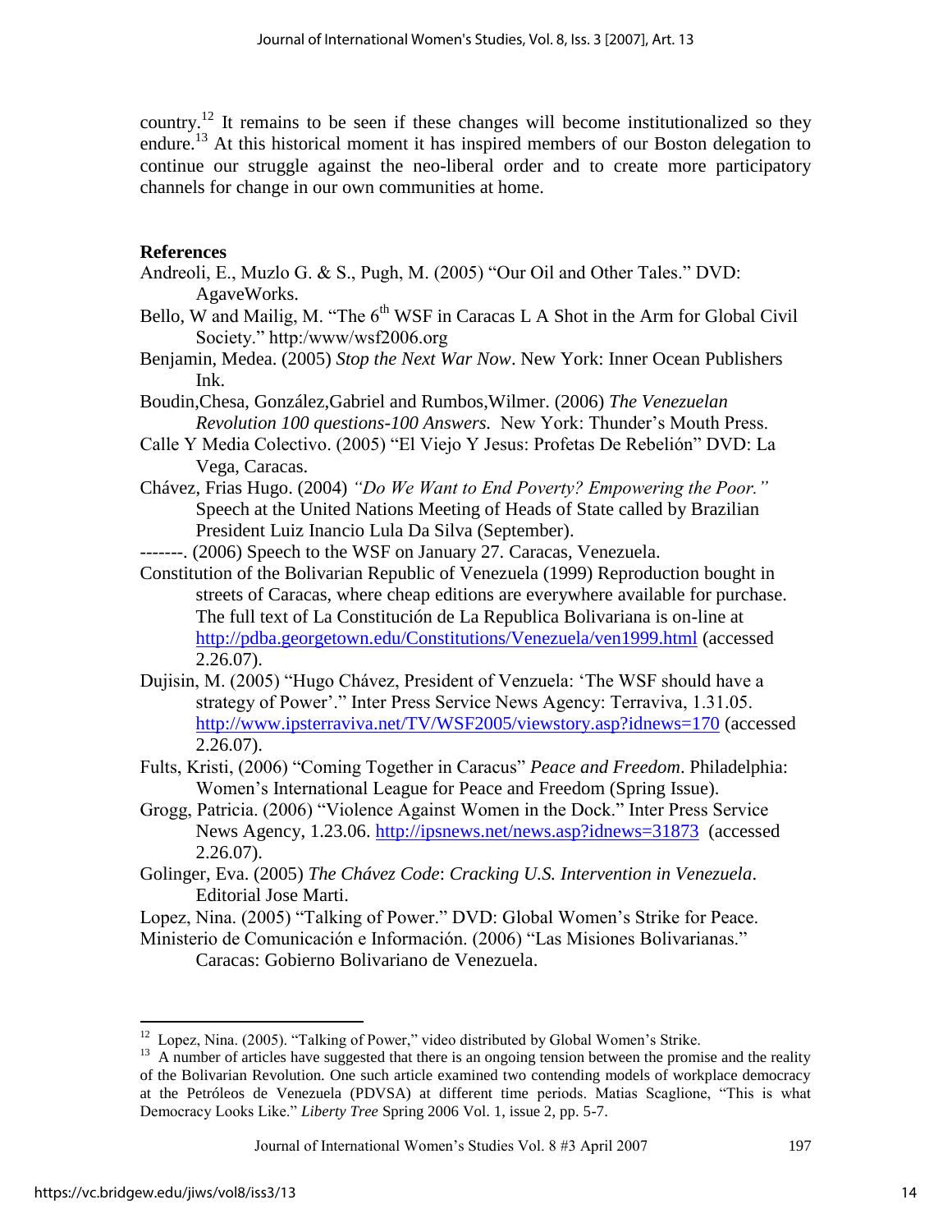country.[12] It remains to be seen if these changes will become institutionalized so they endure.[13] At this historical moment it has inspired members of our Boston delegation to continue our struggle against the neo-liberal order and to create more participatory channels for change in our own communities at home.

## References

Andreoli, E., Muzlo G. & S., Pugh, M. (2005) "Our Oil and Other Tales." DVD: AgaveWorks.

Bello, W and Mailig, M. "The 6th WSF in Caracas L A Shot in the Arm for Global Civil Society." http:/www/wsf2006.org

Benjamin, Medea. (2005) *Stop the Next War Now*. New York: Inner Ocean Publishers Ink.

Boudin,Chesa, González,Gabriel and Rumbos,Wilmer. (2006) *The Venezuelan Revolution 100 questions-100 Answers.* New York: Thunder's Mouth Press.

Calle Y Media Colectivo. (2005) "El Viejo Y Jesus: Profetas De Rebelión" DVD: La Vega, Caracas.

Chávez, Frias Hugo. (2004) *"Do We Want to End Poverty? Empowering the Poor."* Speech at the United Nations Meeting of Heads of State called by Brazilian President Luiz Inancio Lula Da Silva (September).

-------. (2006) Speech to the WSF on January 27. Caracas, Venezuela.

Constitution of the Bolivarian Republic of Venezuela (1999) Reproduction bought in streets of Caracas, where cheap editions are everywhere available for purchase. The full text of La Constitución de La Republica Bolivariana is on-line at http://pdba.georgetown.edu/Constitutions/Venezuela/ven1999.html (accessed 2.26.07).

Dujisin, M. (2005) "Hugo Chávez, President of Venzuela: 'The WSF should have a strategy of Power'." Inter Press Service News Agency: Terraviva, 1.31.05. http://www.ipsterraviva.net/TV/WSF2005/viewstory.asp?idnews=170 (accessed 2.26.07).

Fults, Kristi, (2006) "Coming Together in Caracus" *Peace and Freedom*. Philadelphia: Women's International League for Peace and Freedom (Spring Issue).

Grogg, Patricia. (2006) "Violence Against Women in the Dock." Inter Press Service News Agency, 1.23.06. http://ipsnews.net/news.asp?idnews=31873 (accessed 2.26.07).

Golinger, Eva. (2005) *The Chávez Code*: *Cracking U.S. Intervention in Venezuela*. Editorial Jose Marti.

Lopez, Nina. (2005) "Talking of Power." DVD: Global Women's Strike for Peace.

Ministerio de Comunicación e Información. (2006) "Las Misiones Bolivarianas." Caracas: Gobierno Bolivariano de Venezuela.

---

[12] Lopez, Nina. (2005). "Talking of Power," video distributed by Global Women's Strike.

[13] A number of articles have suggested that there is an ongoing tension between the promise and the reality of the Bolivarian Revolution. One such article examined two contending models of workplace democracy at the Petróleos de Venezuela (PDVSA) at different time periods. Matias Scaglione, "This is what Democracy Looks Like." *Liberty Tree* Spring 2006 Vol. 1, issue 2, pp. 5-7.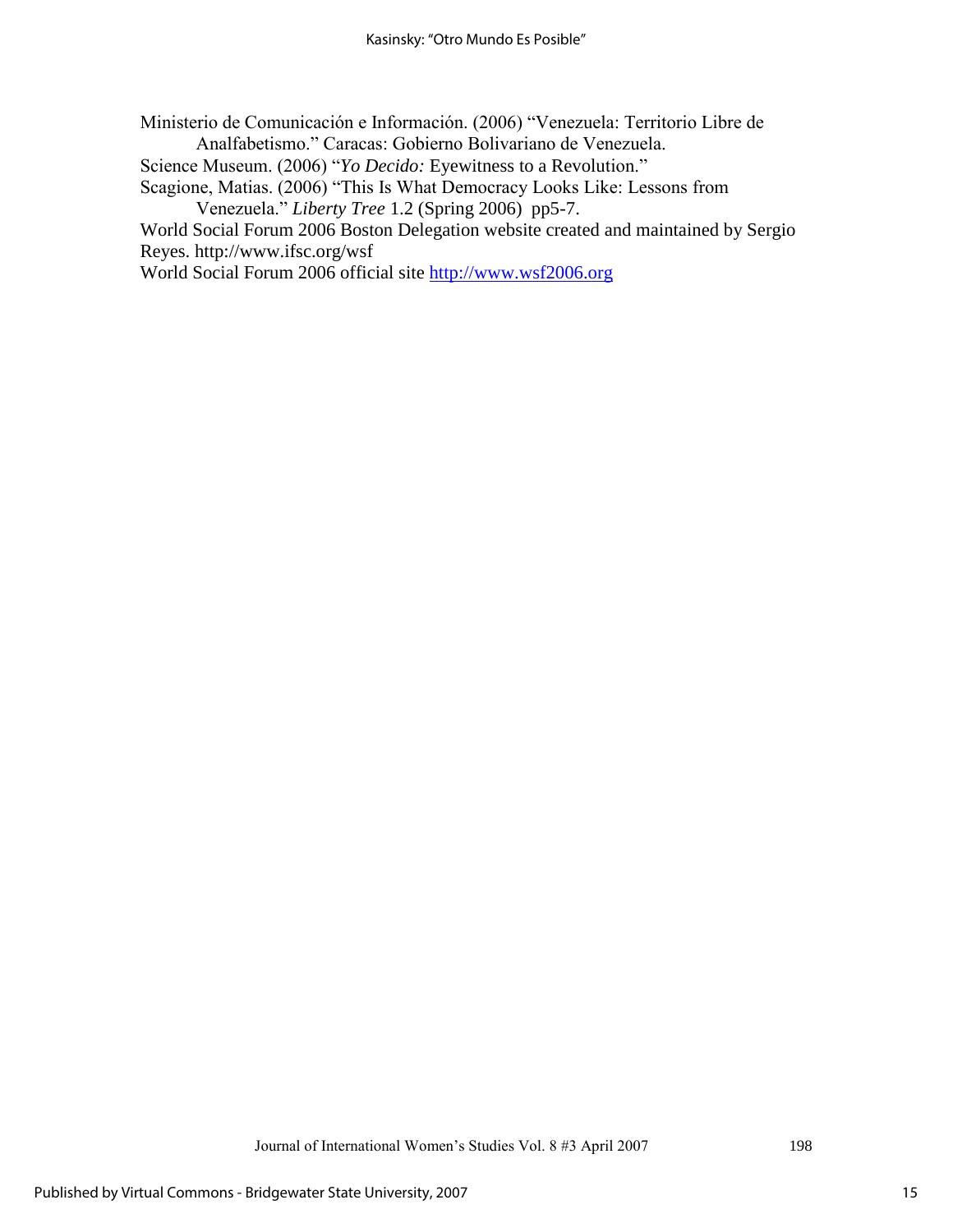Ministerio de Comunicación e Información. (2006) "Venezuela: Territorio Libre de Analfabetismo." Caracas: Gobierno Bolivariano de Venezuela.

Science Museum. (2006) "*Yo Decido:* Eyewitness to a Revolution."

Scagione, Matias. (2006) "This Is What Democracy Looks Like: Lessons from Venezuela." *Liberty Tree* 1.2 (Spring 2006) pp5-7.

World Social Forum 2006 Boston Delegation website created and maintained by Sergio Reyes. http://www.ifsc.org/wsf

World Social Forum 2006 official site [http://www.wsf2006.org](http://www.wsf2006.org)